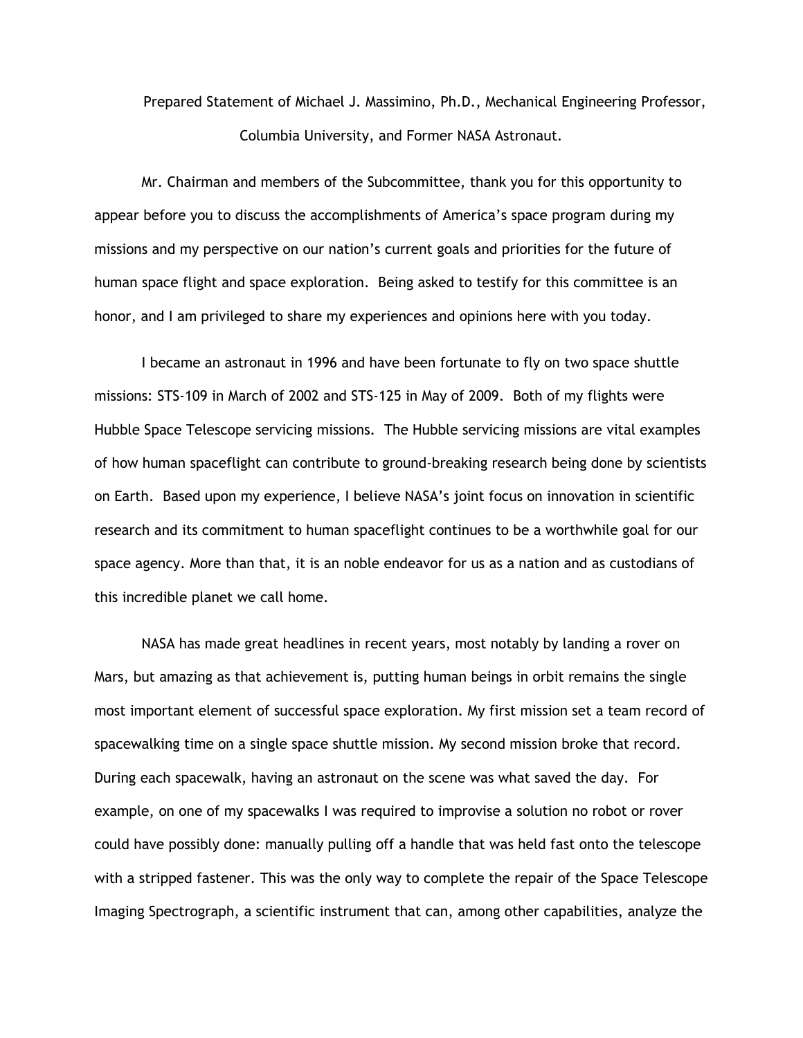Prepared Statement of Michael J. Massimino, Ph.D., Mechanical Engineering Professor, Columbia University, and Former NASA Astronaut.

Mr. Chairman and members of the Subcommittee, thank you for this opportunity to appear before you to discuss the accomplishments of America's space program during my missions and my perspective on our nation's current goals and priorities for the future of human space flight and space exploration. Being asked to testify for this committee is an honor, and I am privileged to share my experiences and opinions here with you today.

I became an astronaut in 1996 and have been fortunate to fly on two space shuttle missions: STS-109 in March of 2002 and STS-125 in May of 2009. Both of my flights were Hubble Space Telescope servicing missions. The Hubble servicing missions are vital examples of how human spaceflight can contribute to ground-breaking research being done by scientists on Earth. Based upon my experience, I believe NASA's joint focus on innovation in scientific research and its commitment to human spaceflight continues to be a worthwhile goal for our space agency. More than that, it is an noble endeavor for us as a nation and as custodians of this incredible planet we call home.

NASA has made great headlines in recent years, most notably by landing a rover on Mars, but amazing as that achievement is, putting human beings in orbit remains the single most important element of successful space exploration. My first mission set a team record of spacewalking time on a single space shuttle mission. My second mission broke that record. During each spacewalk, having an astronaut on the scene was what saved the day. For example, on one of my spacewalks I was required to improvise a solution no robot or rover could have possibly done: manually pulling off a handle that was held fast onto the telescope with a stripped fastener. This was the only way to complete the repair of the Space Telescope Imaging Spectrograph, a scientific instrument that can, among other capabilities, analyze the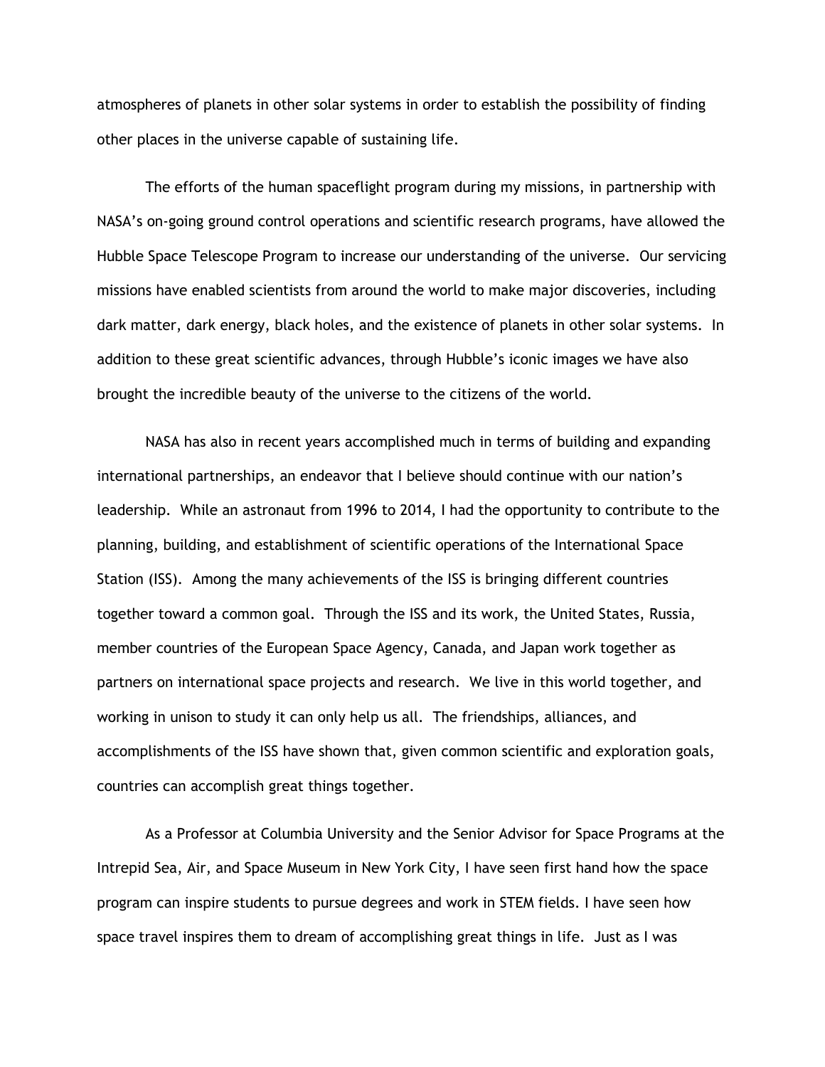atmospheres of planets in other solar systems in order to establish the possibility of finding other places in the universe capable of sustaining life.

The efforts of the human spaceflight program during my missions, in partnership with NASA's on-going ground control operations and scientific research programs, have allowed the Hubble Space Telescope Program to increase our understanding of the universe. Our servicing missions have enabled scientists from around the world to make major discoveries, including dark matter, dark energy, black holes, and the existence of planets in other solar systems. In addition to these great scientific advances, through Hubble's iconic images we have also brought the incredible beauty of the universe to the citizens of the world.

NASA has also in recent years accomplished much in terms of building and expanding international partnerships, an endeavor that I believe should continue with our nation's leadership. While an astronaut from 1996 to 2014, I had the opportunity to contribute to the planning, building, and establishment of scientific operations of the International Space Station (ISS). Among the many achievements of the ISS is bringing different countries together toward a common goal. Through the ISS and its work, the United States, Russia, member countries of the European Space Agency, Canada, and Japan work together as partners on international space projects and research. We live in this world together, and working in unison to study it can only help us all. The friendships, alliances, and accomplishments of the ISS have shown that, given common scientific and exploration goals, countries can accomplish great things together.

As a Professor at Columbia University and the Senior Advisor for Space Programs at the Intrepid Sea, Air, and Space Museum in New York City, I have seen first hand how the space program can inspire students to pursue degrees and work in STEM fields. I have seen how space travel inspires them to dream of accomplishing great things in life. Just as I was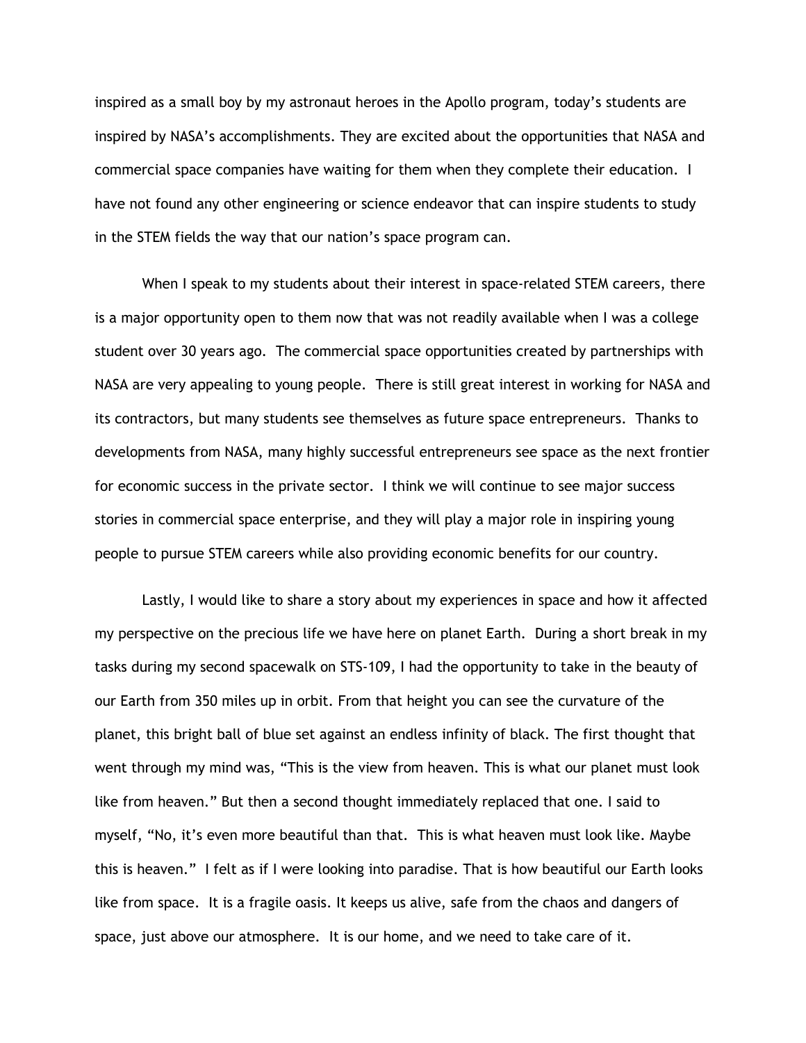inspired as a small boy by my astronaut heroes in the Apollo program, today's students are inspired by NASA's accomplishments. They are excited about the opportunities that NASA and commercial space companies have waiting for them when they complete their education. I have not found any other engineering or science endeavor that can inspire students to study in the STEM fields the way that our nation's space program can.

When I speak to my students about their interest in space-related STEM careers, there is a major opportunity open to them now that was not readily available when I was a college student over 30 years ago. The commercial space opportunities created by partnerships with NASA are very appealing to young people. There is still great interest in working for NASA and its contractors, but many students see themselves as future space entrepreneurs. Thanks to developments from NASA, many highly successful entrepreneurs see space as the next frontier for economic success in the private sector. I think we will continue to see major success stories in commercial space enterprise, and they will play a major role in inspiring young people to pursue STEM careers while also providing economic benefits for our country.

Lastly, I would like to share a story about my experiences in space and how it affected my perspective on the precious life we have here on planet Earth. During a short break in my tasks during my second spacewalk on STS-109, I had the opportunity to take in the beauty of our Earth from 350 miles up in orbit. From that height you can see the curvature of the planet, this bright ball of blue set against an endless infinity of black. The first thought that went through my mind was, "This is the view from heaven. This is what our planet must look like from heaven." But then a second thought immediately replaced that one. I said to myself, "No, it's even more beautiful than that. This is what heaven must look like. Maybe this is heaven." I felt as if I were looking into paradise. That is how beautiful our Earth looks like from space. It is a fragile oasis. It keeps us alive, safe from the chaos and dangers of space, just above our atmosphere. It is our home, and we need to take care of it.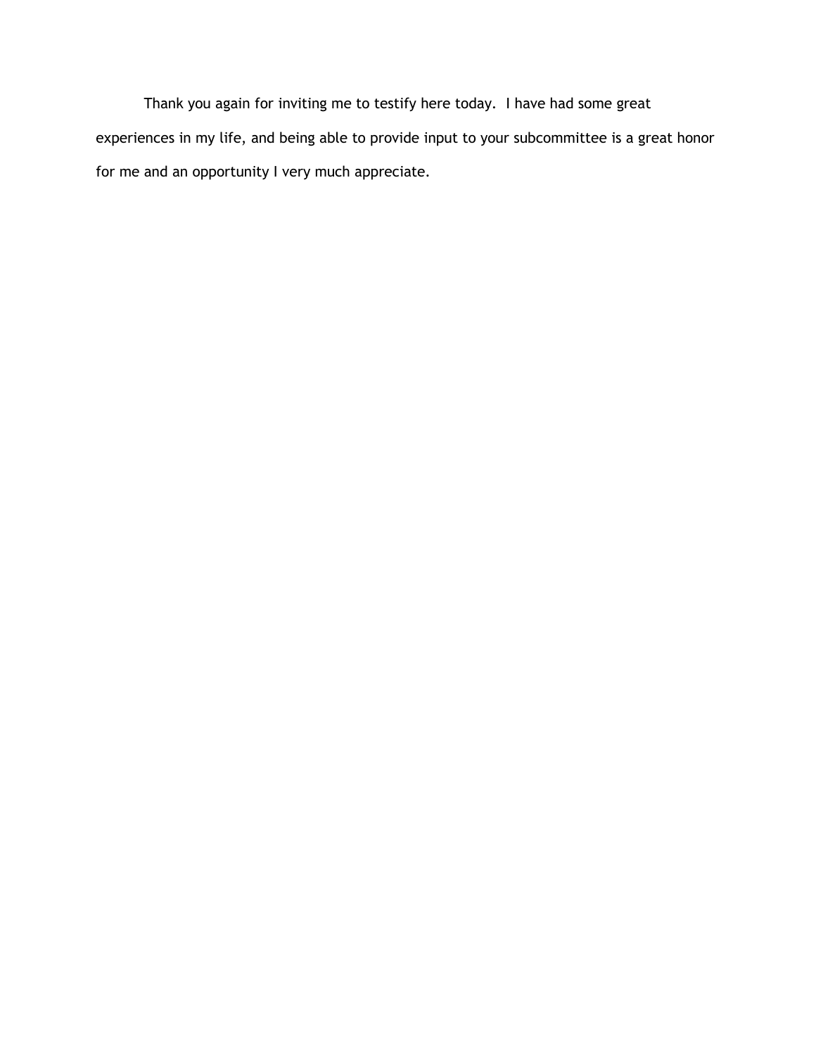Thank you again for inviting me to testify here today.  I have had some great experiences in my life, and being able to provide input to your subcommittee is a great honor for me and an opportunity I very much appreciate.